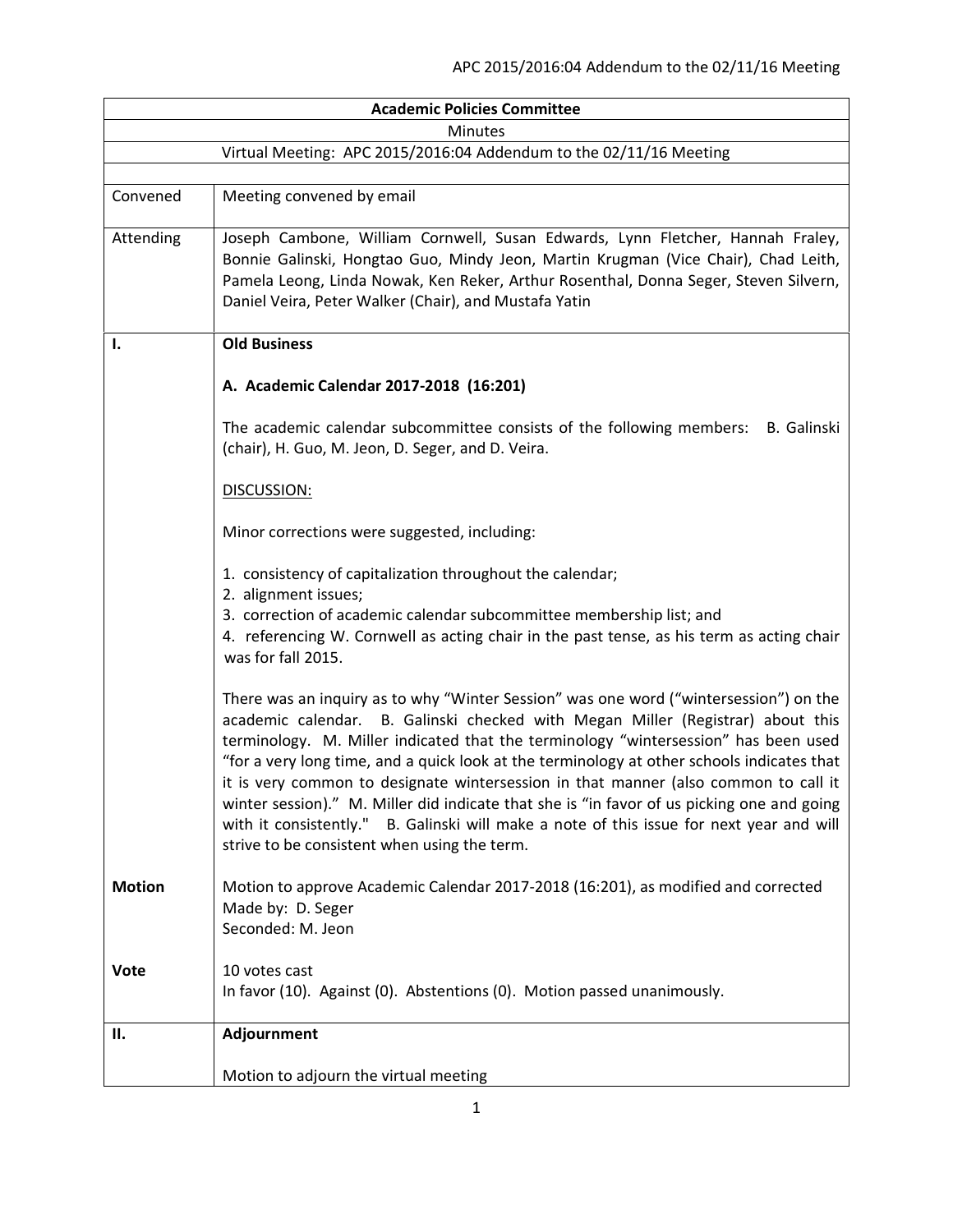| Academic Policies Committee | |
|---|---|
| Minutes | |
| Virtual Meeting: APC 2015/2016:04 Addendum to the 02/11/16 Meeting | |
| | |
| Convened | Meeting convened by email |
| Attending | Joseph Cambone, William Cornwell, Susan Edwards, Lynn Fletcher, Hannah Fraley, Bonnie Galinski, Hongtao Guo, Mindy Jeon, Martin Krugman (Vice Chair), Chad Leith, Pamela Leong, Linda Nowak, Ken Reker, Arthur Rosenthal, Donna Seger, Steven Silvern, Daniel Veira, Peter Walker (Chair), and Mustafa Yatin |
| **I.** | **Old Business**<br><br>**A. Academic Calendar 2017-2018 (16:201)**<br><br>The academic calendar subcommittee consists of the following members: B. Galinski (chair), H. Guo, M. Jeon, D. Seger, and D. Veira.<br><br>DISCUSSION:<br><br>Minor corrections were suggested, including:<br><br>1. consistency of capitalization throughout the calendar;<br>2. alignment issues;<br>3. correction of academic calendar subcommittee membership list; and<br>4. referencing W. Cornwell as acting chair in the past tense, as his term as acting chair was for fall 2015.<br><br>There was an inquiry as to why "Winter Session" was one word ("wintersession") on the academic calendar. B. Galinski checked with Megan Miller (Registrar) about this terminology. M. Miller indicated that the terminology "wintersession" has been used "for a very long time, and a quick look at the terminology at other schools indicates that it is very common to designate wintersession in that manner (also common to call it winter session)." M. Miller did indicate that she is "in favor of us picking one and going with it consistently." B. Galinski will make a note of this issue for next year and will strive to be consistent when using the term. |
| **Motion** | Motion to approve Academic Calendar 2017-2018 (16:201), as modified and corrected<br>Made by: D. Seger<br>Seconded: M. Jeon |
| **Vote** | 10 votes cast<br>In favor (10). Against (0). Abstentions (0). Motion passed unanimously. |
| **II.** | **Adjournment**<br><br>Motion to adjourn the virtual meeting |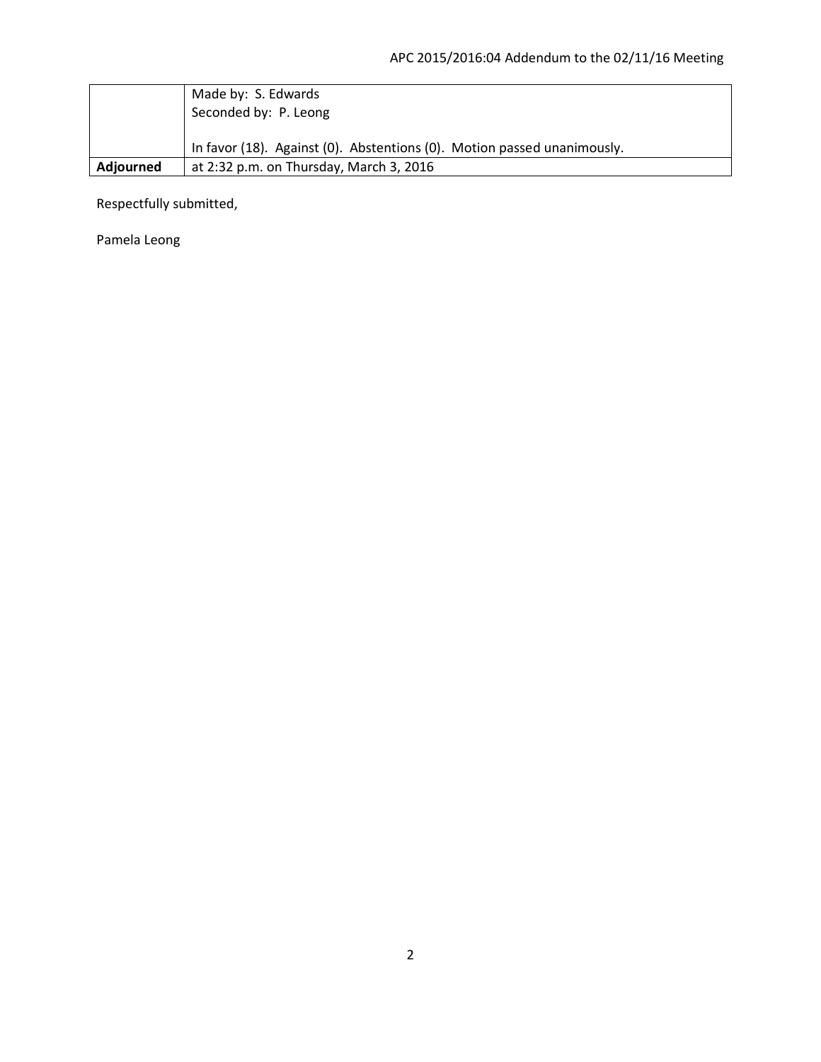| | |
|---|---|
| | Made by: S. Edwards<br>Seconded by: P. Leong<br><br>In favor (18). Against (0). Abstentions (0). Motion passed unanimously. |
| **Adjourned** | at 2:32 p.m. on Thursday, March 3, 2016 |

Respectfully submitted,

Pamela Leong